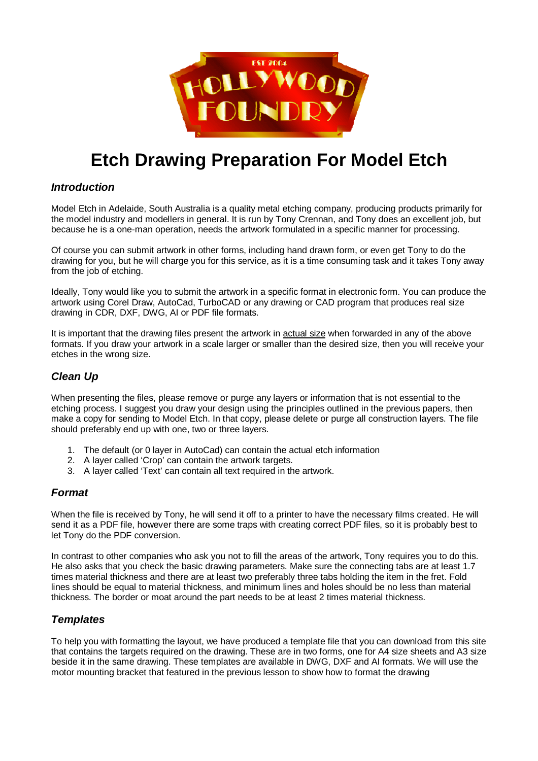# Etch Drawing Preparation For Model Etch

## *Introduction*

Model Etch in Adelaide, South Australia is a quality metal etching company, producing products primarily for the model industry and modellers in general. It is run by Tony Crennan, and Tony does an excellent job, but because he is a one-man operation, needs the artwork formulated in a specific manner for processing.

Of course you can submit artwork in other forms, including hand drawn form, or even get Tony to do the drawing for you, but he will charge you for this service, as it is a time consuming task and it takes Tony away from the job of etching.

Ideally, Tony would like you to submit the artwork in a specific format in electronic form. You can produce the artwork using Corel Draw, AutoCad, TurboCAD or any drawing or CAD program that produces real size drawing in CDR, DXF, DWG, AI or PDF file formats.

It is important that the drawing files present the artwork in actual size when forwarded in any of the above formats. If you draw your artwork in a scale larger or smaller than the desired size, then you will receive your etches in the wrong size.

## *Clean Up*

When presenting the files, please remove or purge any layers or information that is not essential to the etching process. I suggest you draw your design using the principles outlined in the previous papers, then make a copy for sending to Model Etch. In that copy, please delete or purge all construction layers. The file should preferably end up with one, two or three layers.

1. The default (or 0 layer in AutoCad) can contain the actual etch information
2. A layer called 'Crop' can contain the artwork targets.
3. A layer called 'Text' can contain all text required in the artwork.

## *Format*

When the file is received by Tony, he will send it off to a printer to have the necessary films created. He will send it as a PDF file, however there are some traps with creating correct PDF files, so it is probably best to let Tony do the PDF conversion.

In contrast to other companies who ask you not to fill the areas of the artwork, Tony requires you to do this. He also asks that you check the basic drawing parameters. Make sure the connecting tabs are at least 1.7 times material thickness and there are at least two preferably three tabs holding the item in the fret. Fold lines should be equal to material thickness, and minimum lines and holes should be no less than material thickness. The border or moat around the part needs to be at least 2 times material thickness.

## *Templates*

To help you with formatting the layout, we have produced a template file that you can download from this site that contains the targets required on the drawing. These are in two forms, one for A4 size sheets and A3 size beside it in the same drawing. These templates are available in DWG, DXF and AI formats. We will use the motor mounting bracket that featured in the previous lesson to show how to format the drawing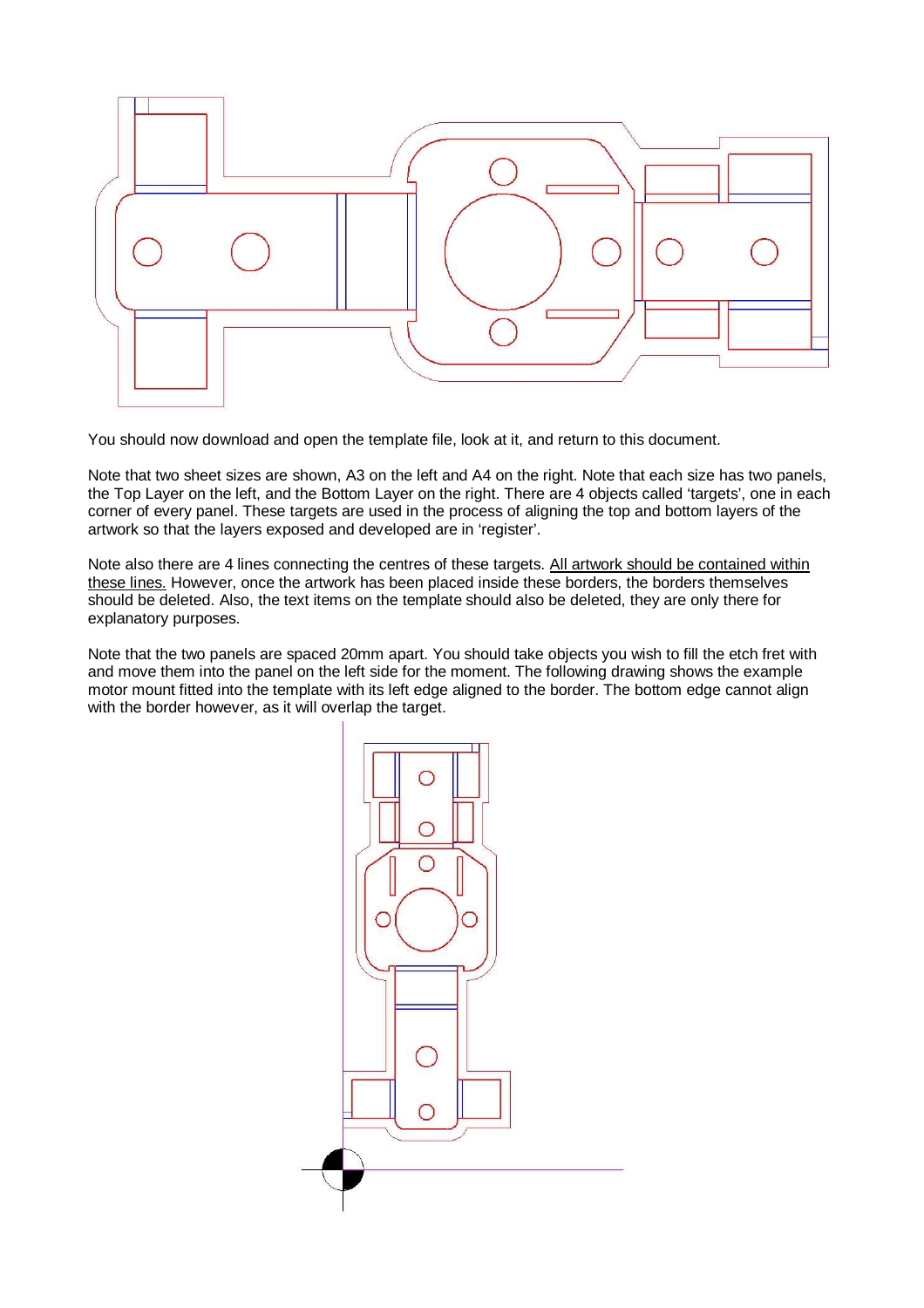You should now download and open the template file, look at it, and return to this document.

Note that two sheet sizes are shown, A3 on the left and A4 on the right. Note that each size has two panels, the Top Layer on the left, and the Bottom Layer on the right. There are 4 objects called 'targets', one in each corner of every panel. These targets are used in the process of aligning the top and bottom layers of the artwork so that the layers exposed and developed are in 'register'.

Note also there are 4 lines connecting the centres of these targets. All artwork should be contained within these lines. However, once the artwork has been placed inside these borders, the borders themselves should be deleted. Also, the text items on the template should also be deleted, they are only there for explanatory purposes.

Note that the two panels are spaced 20mm apart. You should take objects you wish to fill the etch fret with and move them into the panel on the left side for the moment. The following drawing shows the example motor mount fitted into the template with its left edge aligned to the border. The bottom edge cannot align with the border however, as it will overlap the target.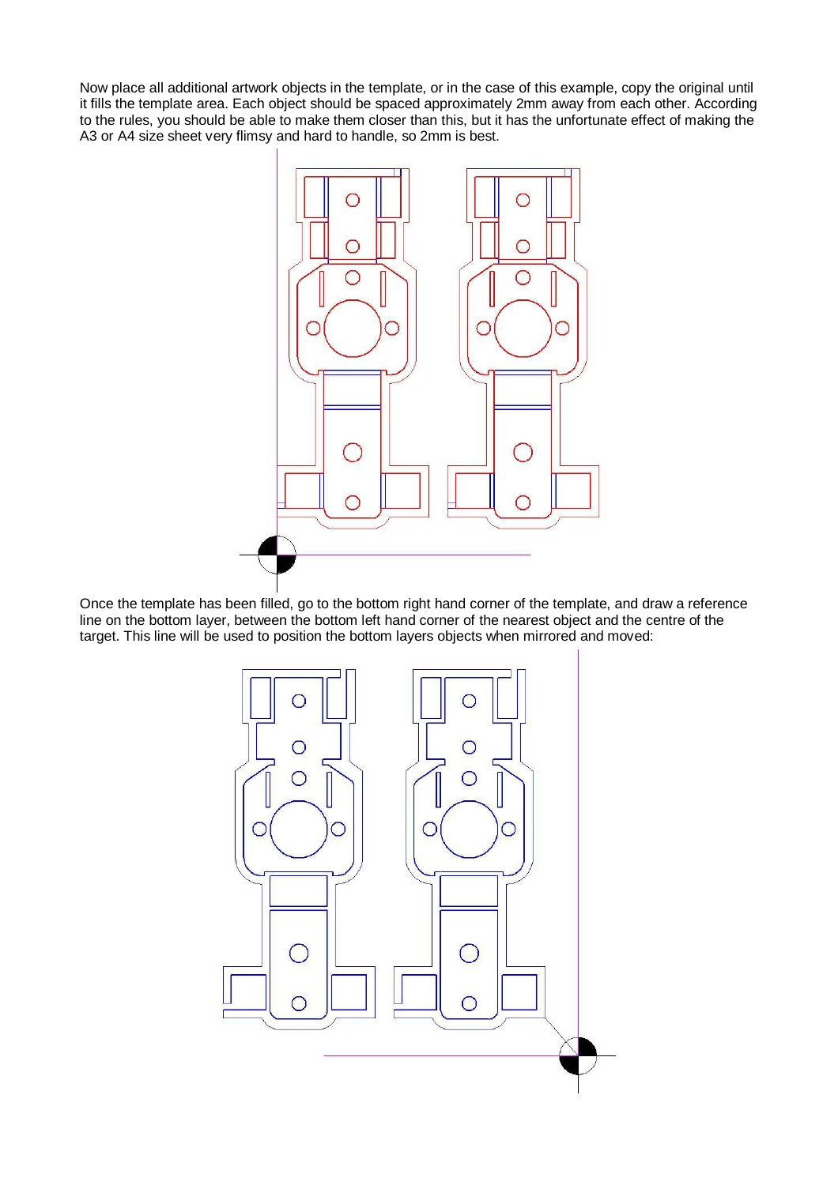Now place all additional artwork objects in the template, or in the case of this example, copy the original until it fills the template area. Each object should be spaced approximately 2mm away from each other. According to the rules, you should be able to make them closer than this, but it has the unfortunate effect of making the A3 or A4 size sheet very flimsy and hard to handle, so 2mm is best.

Once the template has been filled, go to the bottom right hand corner of the template, and draw a reference line on the bottom layer, between the bottom left hand corner of the nearest object and the centre of the target. This line will be used to position the bottom layers objects when mirrored and moved: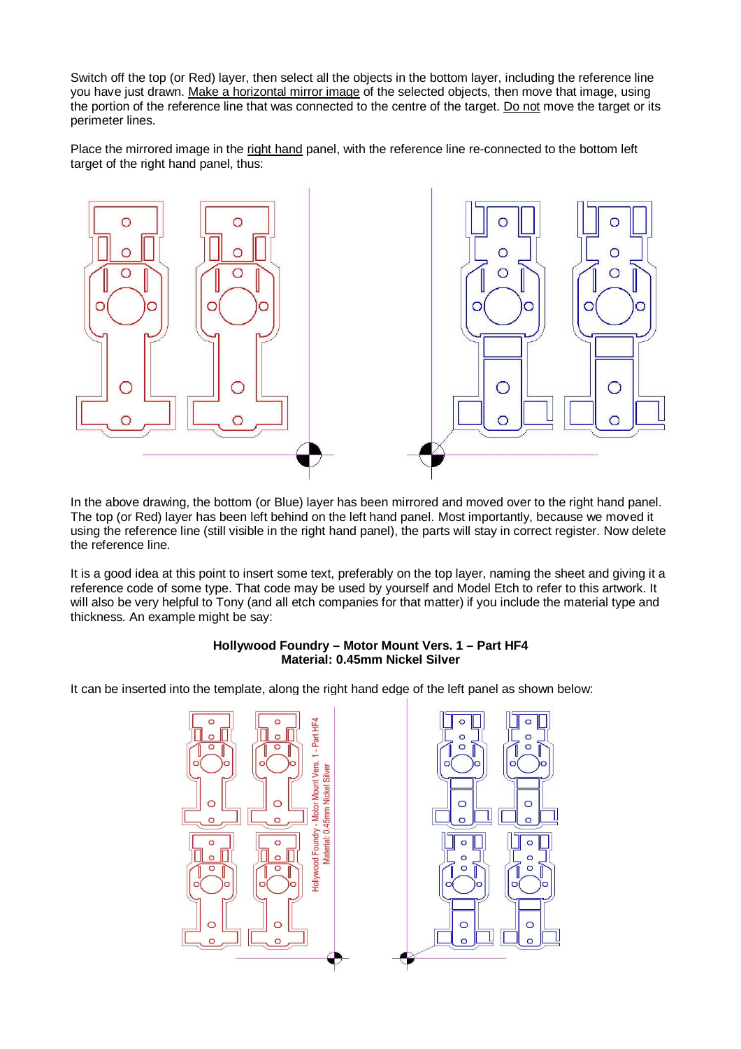Switch off the top (or Red) layer, then select all the objects in the bottom layer, including the reference line you have just drawn. Make a horizontal mirror image of the selected objects, then move that image, using the portion of the reference line that was connected to the centre of the target. Do not move the target or its perimeter lines.

Place the mirrored image in the right hand panel, with the reference line re-connected to the bottom left target of the right hand panel, thus:

In the above drawing, the bottom (or Blue) layer has been mirrored and moved over to the right hand panel. The top (or Red) layer has been left behind on the left hand panel. Most importantly, because we moved it using the reference line (still visible in the right hand panel), the parts will stay in correct register. Now delete the reference line.

It is a good idea at this point to insert some text, preferably on the top layer, naming the sheet and giving it a reference code of some type. That code may be used by yourself and Model Etch to refer to this artwork. It will also be very helpful to Tony (and all etch companies for that matter) if you include the material type and thickness. An example might be say:

**Hollywood Foundry – Motor Mount Vers. 1 – Part HF4**
**Material: 0.45mm Nickel Silver**

It can be inserted into the template, along the right hand edge of the left panel as shown below: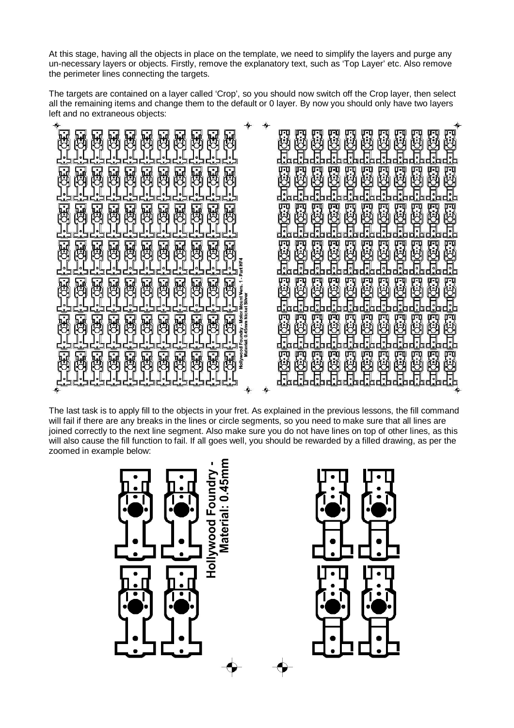At this stage, having all the objects in place on the template, we need to simplify the layers and purge any un-necessary layers or objects. Firstly, remove the explanatory text, such as 'Top Layer' etc. Also remove the perimeter lines connecting the targets.

The targets are contained on a layer called 'Crop', so you should now switch off the Crop layer, then select all the remaining items and change them to the default or 0 layer. By now you should only have two layers left and no extraneous objects:

The last task is to apply fill to the objects in your fret. As explained in the previous lessons, the fill command will fail if there are any breaks in the lines or circle segments, so you need to make sure that all lines are joined correctly to the next line segment. Also make sure you do not have lines on top of other lines, as this will also cause the fill function to fail. If all goes well, you should be rewarded by a filled drawing, as per the zoomed in example below: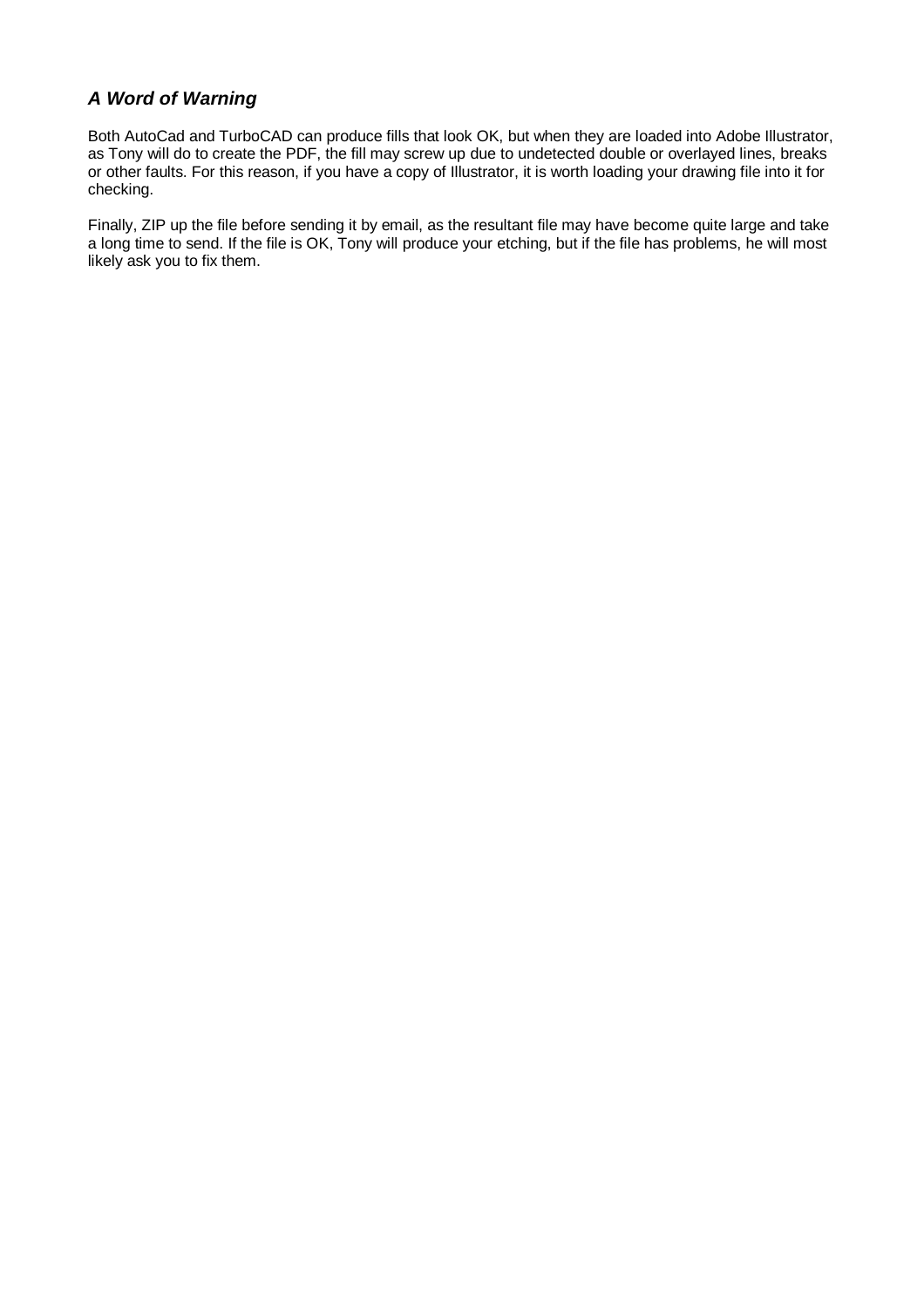### *A Word of Warning*

Both AutoCad and TurboCAD can produce fills that look OK, but when they are loaded into Adobe Illustrator, as Tony will do to create the PDF, the fill may screw up due to undetected double or overlayed lines, breaks or other faults. For this reason, if you have a copy of Illustrator, it is worth loading your drawing file into it for checking.

Finally, ZIP up the file before sending it by email, as the resultant file may have become quite large and take a long time to send. If the file is OK, Tony will produce your etching, but if the file has problems, he will most likely ask you to fix them.